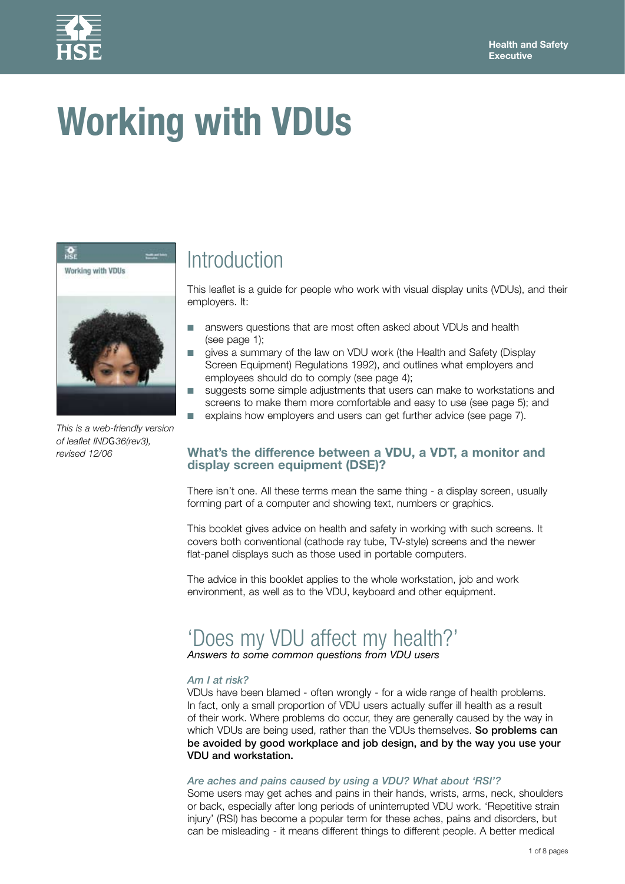# Working with VDUs

*This is a web-friendly version of leaflet INDG36(rev3), revised 12/06*

## Introduction

This leaflet is a guide for people who work with visual display units (VDUs), and their employers. It:

- answers questions that are most often asked about VDUs and health (see page 1);
- gives a summary of the law on VDU work (the Health and Safety (Display Screen Equipment) Regulations 1992), and outlines what employers and employees should do to comply (see page 4);
- suggests some simple adjustments that users can make to workstations and screens to make them more comfortable and easy to use (see page 5); and
- explains how employers and users can get further advice (see page 7).

### What's the difference between a VDU, a VDT, a monitor and display screen equipment (DSE)?

There isn't one. All these terms mean the same thing - a display screen, usually forming part of a computer and showing text, numbers or graphics.

This booklet gives advice on health and safety in working with such screens. It covers both conventional (cathode ray tube, TV-style) screens and the newer flat-panel displays such as those used in portable computers.

The advice in this booklet applies to the whole workstation, job and work environment, as well as to the VDU, keyboard and other equipment.

## 'Does my VDU affect my health?'

*Answers to some common questions from VDU users*

#### *Am I at risk?*

VDUs have been blamed - often wrongly - for a wide range of health problems. In fact, only a small proportion of VDU users actually suffer ill health as a result of their work. Where problems do occur, they are generally caused by the way in which VDUs are being used, rather than the VDUs themselves. **So problems can be avoided by good workplace and job design, and by the way you use your VDU and workstation.**

#### *Are aches and pains caused by using a VDU? What about 'RSI'?*

Some users may get aches and pains in their hands, wrists, arms, neck, shoulders or back, especially after long periods of uninterrupted VDU work. 'Repetitive strain injury' (RSI) has become a popular term for these aches, pains and disorders, but can be misleading - it means different things to different people. A better medical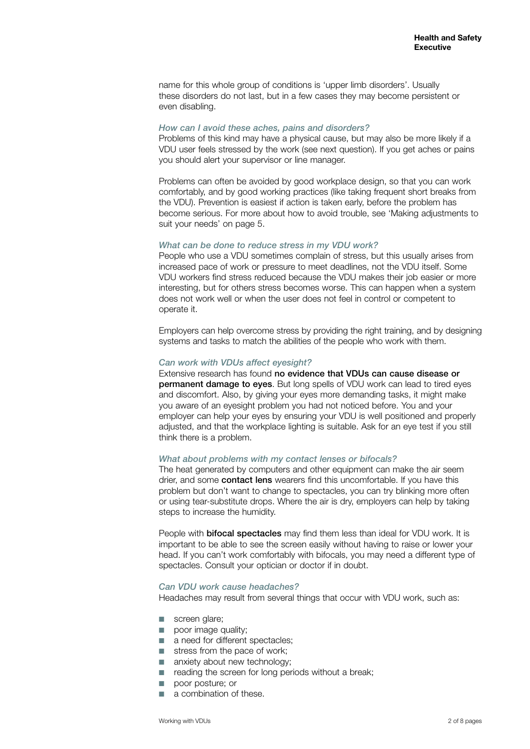name for this whole group of conditions is 'upper limb disorders'. Usually these disorders do not last, but in a few cases they may become persistent or even disabling.

### *How can I avoid these aches, pains and disorders?*

Problems of this kind may have a physical cause, but may also be more likely if a VDU user feels stressed by the work (see next question). If you get aches or pains you should alert your supervisor or line manager.

Problems can often be avoided by good workplace design, so that you can work comfortably, and by good working practices (like taking frequent short breaks from the VDU). Prevention is easiest if action is taken early, before the problem has become serious. For more about how to avoid trouble, see 'Making adjustments to suit your needs' on page 5.

### *What can be done to reduce stress in my VDU work?*

People who use a VDU sometimes complain of stress, but this usually arises from increased pace of work or pressure to meet deadlines, not the VDU itself. Some VDU workers find stress reduced because the VDU makes their job easier or more interesting, but for others stress becomes worse. This can happen when a system does not work well or when the user does not feel in control or competent to operate it.

Employers can help overcome stress by providing the right training, and by designing systems and tasks to match the abilities of the people who work with them.

### *Can work with VDUs affect eyesight?*

Extensive research has found **no evidence that VDUs can cause disease or permanent damage to eyes**. But long spells of VDU work can lead to tired eyes and discomfort. Also, by giving your eyes more demanding tasks, it might make you aware of an eyesight problem you had not noticed before. You and your employer can help your eyes by ensuring your VDU is well positioned and properly adjusted, and that the workplace lighting is suitable. Ask for an eye test if you still think there is a problem.

### *What about problems with my contact lenses or bifocals?*

The heat generated by computers and other equipment can make the air seem drier, and some **contact lens** wearers find this uncomfortable. If you have this problem but don't want to change to spectacles, you can try blinking more often or using tear-substitute drops. Where the air is dry, employers can help by taking steps to increase the humidity.

People with **bifocal spectacles** may find them less than ideal for VDU work. It is important to be able to see the screen easily without having to raise or lower your head. If you can't work comfortably with bifocals, you may need a different type of spectacles. Consult your optician or doctor if in doubt.

### *Can VDU work cause headaches?*

Headaches may result from several things that occur with VDU work, such as:

- screen glare;
- poor image quality;
- a need for different spectacles;
- stress from the pace of work;
- anxiety about new technology;
- reading the screen for long periods without a break;
- poor posture; or
- a combination of these.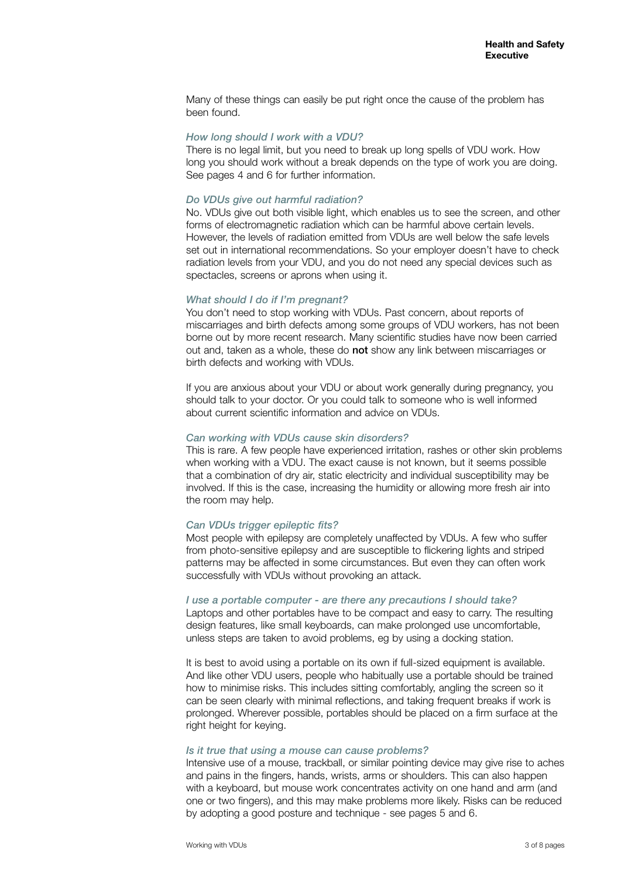Many of these things can easily be put right once the cause of the problem has been found.

*How long should I work with a VDU?*

There is no legal limit, but you need to break up long spells of VDU work. How long you should work without a break depends on the type of work you are doing. See pages 4 and 6 for further information.

*Do VDUs give out harmful radiation?*

No. VDUs give out both visible light, which enables us to see the screen, and other forms of electromagnetic radiation which can be harmful above certain levels. However, the levels of radiation emitted from VDUs are well below the safe levels set out in international recommendations. So your employer doesn't have to check radiation levels from your VDU, and you do not need any special devices such as spectacles, screens or aprons when using it.

*What should I do if I'm pregnant?*

You don't need to stop working with VDUs. Past concern, about reports of miscarriages and birth defects among some groups of VDU workers, has not been borne out by more recent research. Many scientific studies have now been carried out and, taken as a whole, these do **not** show any link between miscarriages or birth defects and working with VDUs.

If you are anxious about your VDU or about work generally during pregnancy, you should talk to your doctor. Or you could talk to someone who is well informed about current scientific information and advice on VDUs.

*Can working with VDUs cause skin disorders?*

This is rare. A few people have experienced irritation, rashes or other skin problems when working with a VDU. The exact cause is not known, but it seems possible that a combination of dry air, static electricity and individual susceptibility may be involved. If this is the case, increasing the humidity or allowing more fresh air into the room may help.

*Can VDUs trigger epileptic fits?*

Most people with epilepsy are completely unaffected by VDUs. A few who suffer from photo-sensitive epilepsy and are susceptible to flickering lights and striped patterns may be affected in some circumstances. But even they can often work successfully with VDUs without provoking an attack.

*I use a portable computer - are there any precautions I should take?*

Laptops and other portables have to be compact and easy to carry. The resulting design features, like small keyboards, can make prolonged use uncomfortable, unless steps are taken to avoid problems, eg by using a docking station.

It is best to avoid using a portable on its own if full-sized equipment is available. And like other VDU users, people who habitually use a portable should be trained how to minimise risks. This includes sitting comfortably, angling the screen so it can be seen clearly with minimal reflections, and taking frequent breaks if work is prolonged. Wherever possible, portables should be placed on a firm surface at the right height for keying.

*Is it true that using a mouse can cause problems?*

Intensive use of a mouse, trackball, or similar pointing device may give rise to aches and pains in the fingers, hands, wrists, arms or shoulders. This can also happen with a keyboard, but mouse work concentrates activity on one hand and arm (and one or two fingers), and this may make problems more likely. Risks can be reduced by adopting a good posture and technique - see pages 5 and 6.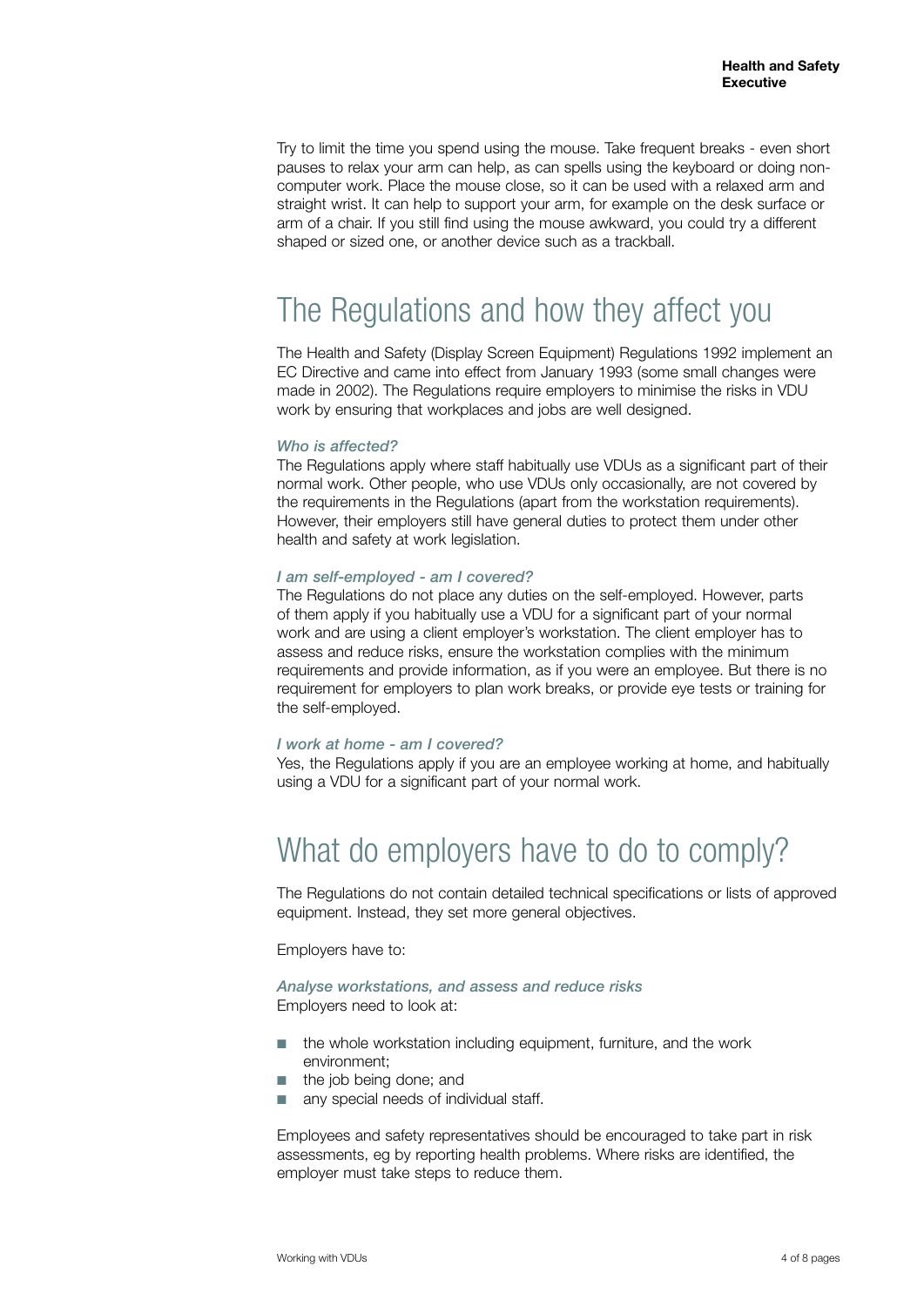Try to limit the time you spend using the mouse. Take frequent breaks - even short pauses to relax your arm can help, as can spells using the keyboard or doing non-computer work. Place the mouse close, so it can be used with a relaxed arm and straight wrist. It can help to support your arm, for example on the desk surface or arm of a chair. If you still find using the mouse awkward, you could try a different shaped or sized one, or another device such as a trackball.

# The Regulations and how they affect you

The Health and Safety (Display Screen Equipment) Regulations 1992 implement an EC Directive and came into effect from January 1993 (some small changes were made in 2002). The Regulations require employers to minimise the risks in VDU work by ensuring that workplaces and jobs are well designed.

### *Who is affected?*

The Regulations apply where staff habitually use VDUs as a significant part of their normal work. Other people, who use VDUs only occasionally, are not covered by the requirements in the Regulations (apart from the workstation requirements). However, their employers still have general duties to protect them under other health and safety at work legislation.

### *I am self-employed - am I covered?*

The Regulations do not place any duties on the self-employed. However, parts of them apply if you habitually use a VDU for a significant part of your normal work and are using a client employer's workstation. The client employer has to assess and reduce risks, ensure the workstation complies with the minimum requirements and provide information, as if you were an employee. But there is no requirement for employers to plan work breaks, or provide eye tests or training for the self-employed.

### *I work at home - am I covered?*

Yes, the Regulations apply if you are an employee working at home, and habitually using a VDU for a significant part of your normal work.

# What do employers have to do to comply?

The Regulations do not contain detailed technical specifications or lists of approved equipment. Instead, they set more general objectives.

Employers have to:

### *Analyse workstations, and assess and reduce risks*

Employers need to look at:

- the whole workstation including equipment, furniture, and the work environment;
- the job being done; and
- any special needs of individual staff.

Employees and safety representatives should be encouraged to take part in risk assessments, eg by reporting health problems. Where risks are identified, the employer must take steps to reduce them.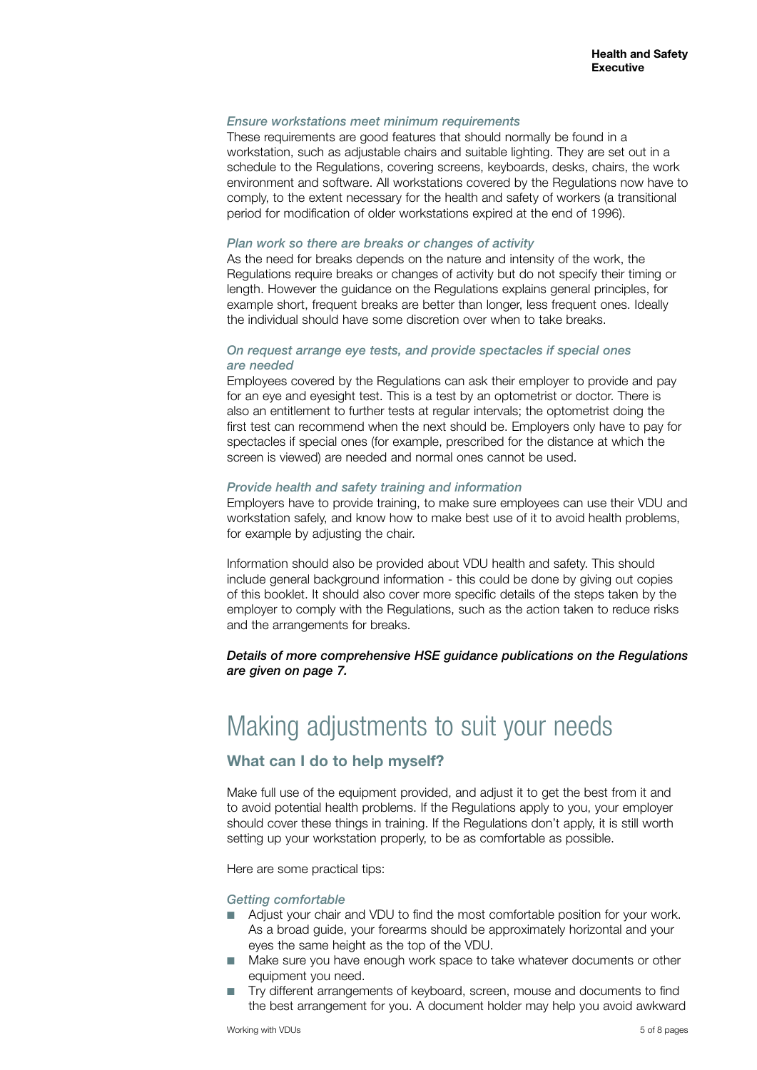*Ensure workstations meet minimum requirements*

These requirements are good features that should normally be found in a workstation, such as adjustable chairs and suitable lighting. They are set out in a schedule to the Regulations, covering screens, keyboards, desks, chairs, the work environment and software. All workstations covered by the Regulations now have to comply, to the extent necessary for the health and safety of workers (a transitional period for modification of older workstations expired at the end of 1996).

*Plan work so there are breaks or changes of activity*

As the need for breaks depends on the nature and intensity of the work, the Regulations require breaks or changes of activity but do not specify their timing or length. However the guidance on the Regulations explains general principles, for example short, frequent breaks are better than longer, less frequent ones. Ideally the individual should have some discretion over when to take breaks.

*On request arrange eye tests, and provide spectacles if special ones are needed*

Employees covered by the Regulations can ask their employer to provide and pay for an eye and eyesight test. This is a test by an optometrist or doctor. There is also an entitlement to further tests at regular intervals; the optometrist doing the first test can recommend when the next should be. Employers only have to pay for spectacles if special ones (for example, prescribed for the distance at which the screen is viewed) are needed and normal ones cannot be used.

*Provide health and safety training and information*

Employers have to provide training, to make sure employees can use their VDU and workstation safely, and know how to make best use of it to avoid health problems, for example by adjusting the chair.

Information should also be provided about VDU health and safety. This should include general background information - this could be done by giving out copies of this booklet. It should also cover more specific details of the steps taken by the employer to comply with the Regulations, such as the action taken to reduce risks and the arrangements for breaks.

***Details of more comprehensive HSE guidance publications on the Regulations are given on page 7.***

# Making adjustments to suit your needs

## What can I do to help myself?

Make full use of the equipment provided, and adjust it to get the best from it and to avoid potential health problems. If the Regulations apply to you, your employer should cover these things in training. If the Regulations don't apply, it is still worth setting up your workstation properly, to be as comfortable as possible.

Here are some practical tips:

*Getting comfortable*

- Adjust your chair and VDU to find the most comfortable position for your work. As a broad guide, your forearms should be approximately horizontal and your eyes the same height as the top of the VDU.
- Make sure you have enough work space to take whatever documents or other equipment you need.
- Try different arrangements of keyboard, screen, mouse and documents to find the best arrangement for you. A document holder may help you avoid awkward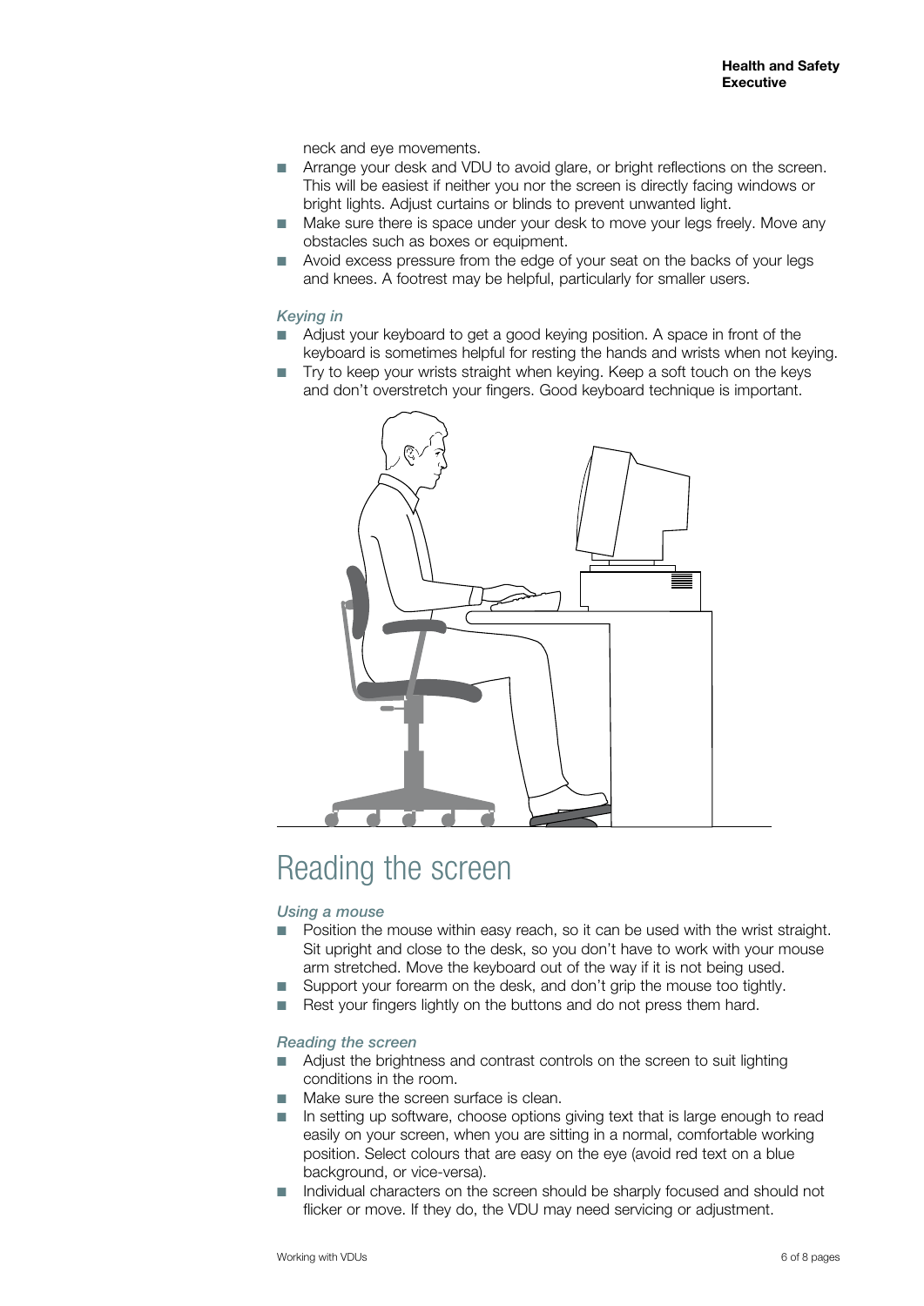neck and eye movements.

- Arrange your desk and VDU to avoid glare, or bright reflections on the screen. This will be easiest if neither you nor the screen is directly facing windows or bright lights. Adjust curtains or blinds to prevent unwanted light.
- Make sure there is space under your desk to move your legs freely. Move any obstacles such as boxes or equipment.
- Avoid excess pressure from the edge of your seat on the backs of your legs and knees. A footrest may be helpful, particularly for smaller users.

### *Keying in*

- Adjust your keyboard to get a good keying position. A space in front of the keyboard is sometimes helpful for resting the hands and wrists when not keying.
- Try to keep your wrists straight when keying. Keep a soft touch on the keys and don't overstretch your fingers. Good keyboard technique is important.

# Reading the screen

### *Using a mouse*

- Position the mouse within easy reach, so it can be used with the wrist straight. Sit upright and close to the desk, so you don't have to work with your mouse arm stretched. Move the keyboard out of the way if it is not being used.
- Support your forearm on the desk, and don't grip the mouse too tightly.
- Rest your fingers lightly on the buttons and do not press them hard.

### *Reading the screen*

- Adjust the brightness and contrast controls on the screen to suit lighting conditions in the room.
- Make sure the screen surface is clean.
- In setting up software, choose options giving text that is large enough to read easily on your screen, when you are sitting in a normal, comfortable working position. Select colours that are easy on the eye (avoid red text on a blue background, or vice-versa).
- Individual characters on the screen should be sharply focused and should not flicker or move. If they do, the VDU may need servicing or adjustment.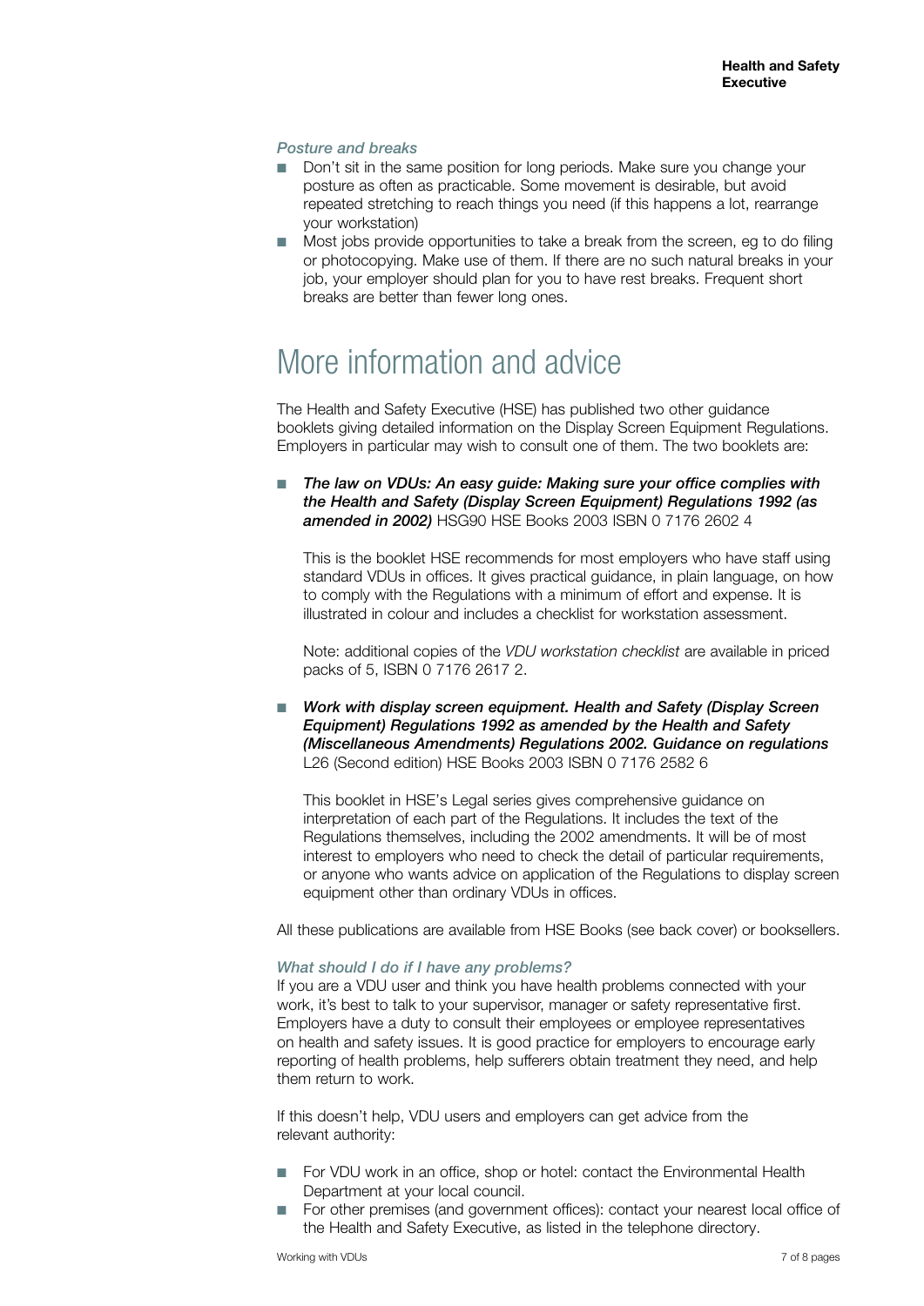### *Posture and breaks*

- Don't sit in the same position for long periods. Make sure you change your posture as often as practicable. Some movement is desirable, but avoid repeated stretching to reach things you need (if this happens a lot, rearrange your workstation)
- Most jobs provide opportunities to take a break from the screen, eg to do filing or photocopying. Make use of them. If there are no such natural breaks in your job, your employer should plan for you to have rest breaks. Frequent short breaks are better than fewer long ones.

# More information and advice

The Health and Safety Executive (HSE) has published two other guidance booklets giving detailed information on the Display Screen Equipment Regulations. Employers in particular may wish to consult one of them. The two booklets are:

- ***The law on VDUs: An easy guide: Making sure your office complies with the Health and Safety (Display Screen Equipment) Regulations 1992 (as amended in 2002)*** HSG90 HSE Books 2003 ISBN 0 7176 2602 4

  This is the booklet HSE recommends for most employers who have staff using standard VDUs in offices. It gives practical guidance, in plain language, on how to comply with the Regulations with a minimum of effort and expense. It is illustrated in colour and includes a checklist for workstation assessment.

  Note: additional copies of the *VDU workstation checklist* are available in priced packs of 5, ISBN 0 7176 2617 2.

- ***Work with display screen equipment. Health and Safety (Display Screen Equipment) Regulations 1992 as amended by the Health and Safety (Miscellaneous Amendments) Regulations 2002. Guidance on regulations*** L26 (Second edition) HSE Books 2003 ISBN 0 7176 2582 6

  This booklet in HSE's Legal series gives comprehensive guidance on interpretation of each part of the Regulations. It includes the text of the Regulations themselves, including the 2002 amendments. It will be of most interest to employers who need to check the detail of particular requirements, or anyone who wants advice on application of the Regulations to display screen equipment other than ordinary VDUs in offices.

All these publications are available from HSE Books (see back cover) or booksellers.

### *What should I do if I have any problems?*

If you are a VDU user and think you have health problems connected with your work, it's best to talk to your supervisor, manager or safety representative first. Employers have a duty to consult their employees or employee representatives on health and safety issues. It is good practice for employers to encourage early reporting of health problems, help sufferers obtain treatment they need, and help them return to work.

If this doesn't help, VDU users and employers can get advice from the relevant authority:

- For VDU work in an office, shop or hotel: contact the Environmental Health Department at your local council.
- For other premises (and government offices): contact your nearest local office of the Health and Safety Executive, as listed in the telephone directory.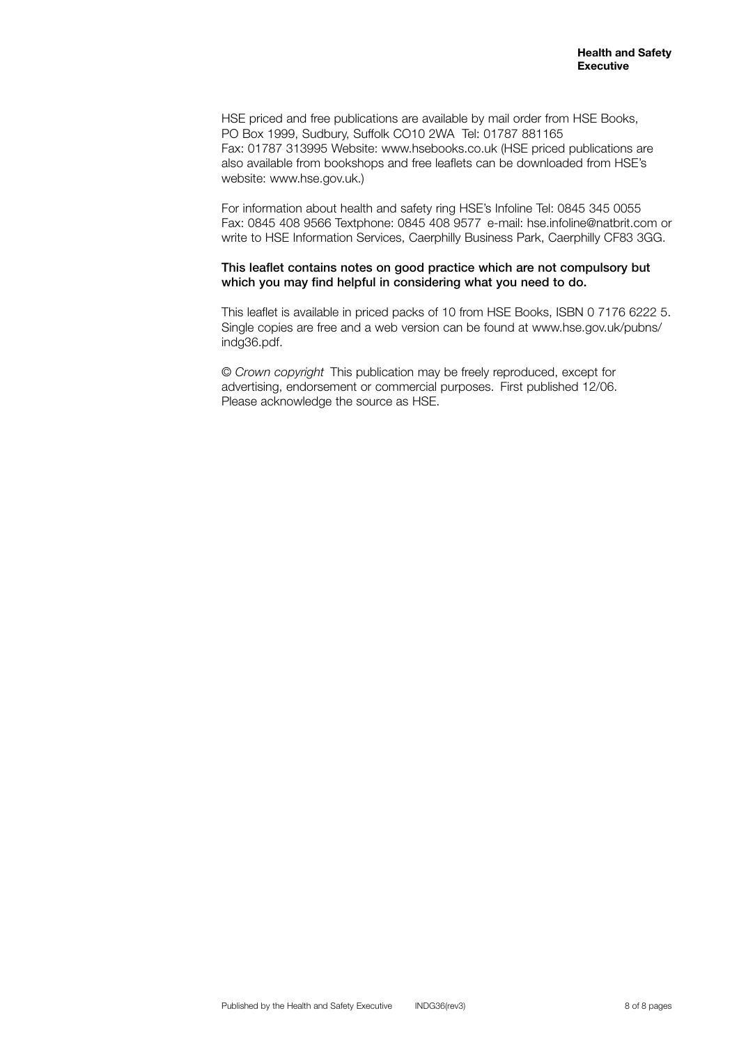HSE priced and free publications are available by mail order from HSE Books, PO Box 1999, Sudbury, Suffolk CO10 2WA Tel: 01787 881165 Fax: 01787 313995 Website: www.hsebooks.co.uk (HSE priced publications are also available from bookshops and free leaflets can be downloaded from HSE's website: www.hse.gov.uk.)

For information about health and safety ring HSE's Infoline Tel: 0845 345 0055 Fax: 0845 408 9566 Textphone: 0845 408 9577 e-mail: hse.infoline@natbrit.com or write to HSE Information Services, Caerphilly Business Park, Caerphilly CF83 3GG.

**This leaflet contains notes on good practice which are not compulsory but which you may find helpful in considering what you need to do.**

This leaflet is available in priced packs of 10 from HSE Books, ISBN 0 7176 6222 5. Single copies are free and a web version can be found at www.hse.gov.uk/pubns/indg36.pdf.

© *Crown copyright* This publication may be freely reproduced, except for advertising, endorsement or commercial purposes. First published 12/06. Please acknowledge the source as HSE.

Published by the Health and Safety Executive INDG36(rev3)